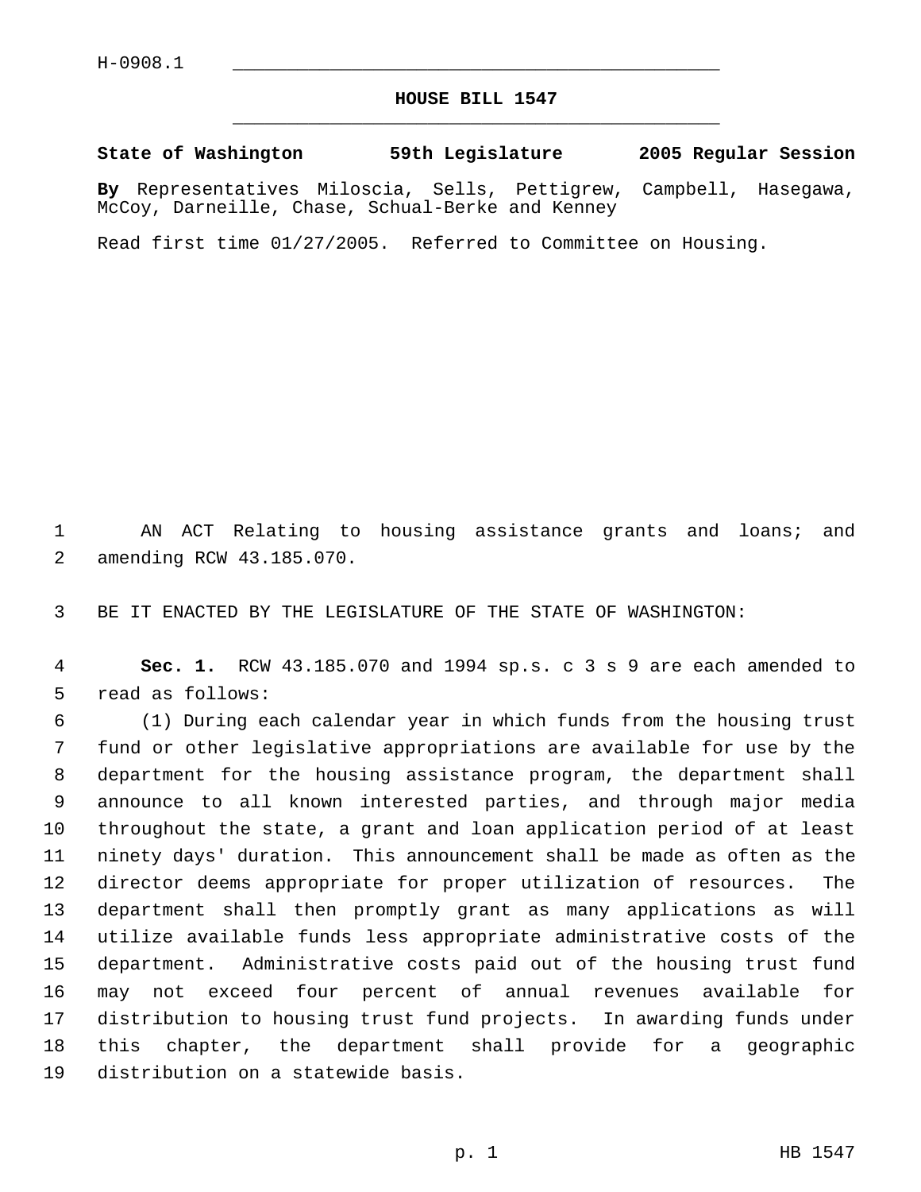H-0908.1

# HOUSE BILL 1547

**State of Washington 59th Legislature 2005 Regular Session**

**By** Representatives Miloscia, Sells, Pettigrew, Campbell, Hasegawa, McCoy, Darneille, Chase, Schual-Berke and Kenney

Read first time 01/27/2005. Referred to Committee on Housing.

AN ACT Relating to housing assistance grants and loans; and amending RCW 43.185.070.

BE IT ENACTED BY THE LEGISLATURE OF THE STATE OF WASHINGTON:

**Sec. 1.** RCW 43.185.070 and 1994 sp.s. c 3 s 9 are each amended to read as follows:

(1) During each calendar year in which funds from the housing trust fund or other legislative appropriations are available for use by the department for the housing assistance program, the department shall announce to all known interested parties, and through major media throughout the state, a grant and loan application period of at least ninety days' duration. This announcement shall be made as often as the director deems appropriate for proper utilization of resources. The department shall then promptly grant as many applications as will utilize available funds less appropriate administrative costs of the department. Administrative costs paid out of the housing trust fund may not exceed four percent of annual revenues available for distribution to housing trust fund projects. In awarding funds under this chapter, the department shall provide for a geographic distribution on a statewide basis.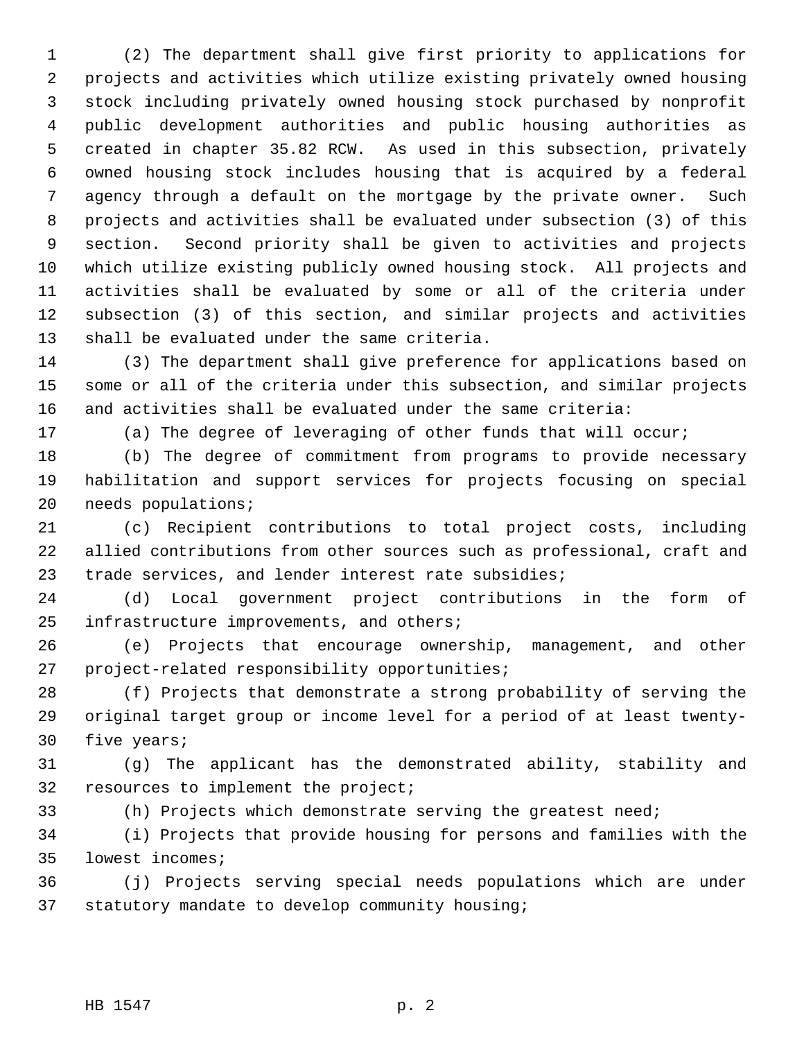(2) The department shall give first priority to applications for projects and activities which utilize existing privately owned housing stock including privately owned housing stock purchased by nonprofit public development authorities and public housing authorities as created in chapter 35.82 RCW. As used in this subsection, privately owned housing stock includes housing that is acquired by a federal agency through a default on the mortgage by the private owner. Such projects and activities shall be evaluated under subsection (3) of this section. Second priority shall be given to activities and projects which utilize existing publicly owned housing stock. All projects and activities shall be evaluated by some or all of the criteria under subsection (3) of this section, and similar projects and activities shall be evaluated under the same criteria.

(3) The department shall give preference for applications based on some or all of the criteria under this subsection, and similar projects and activities shall be evaluated under the same criteria:

(a) The degree of leveraging of other funds that will occur;

(b) The degree of commitment from programs to provide necessary habilitation and support services for projects focusing on special needs populations;

(c) Recipient contributions to total project costs, including allied contributions from other sources such as professional, craft and trade services, and lender interest rate subsidies;

(d) Local government project contributions in the form of infrastructure improvements, and others;

(e) Projects that encourage ownership, management, and other project-related responsibility opportunities;

(f) Projects that demonstrate a strong probability of serving the original target group or income level for a period of at least twenty-five years;

(g) The applicant has the demonstrated ability, stability and resources to implement the project;

(h) Projects which demonstrate serving the greatest need;

(i) Projects that provide housing for persons and families with the lowest incomes;

(j) Projects serving special needs populations which are under statutory mandate to develop community housing;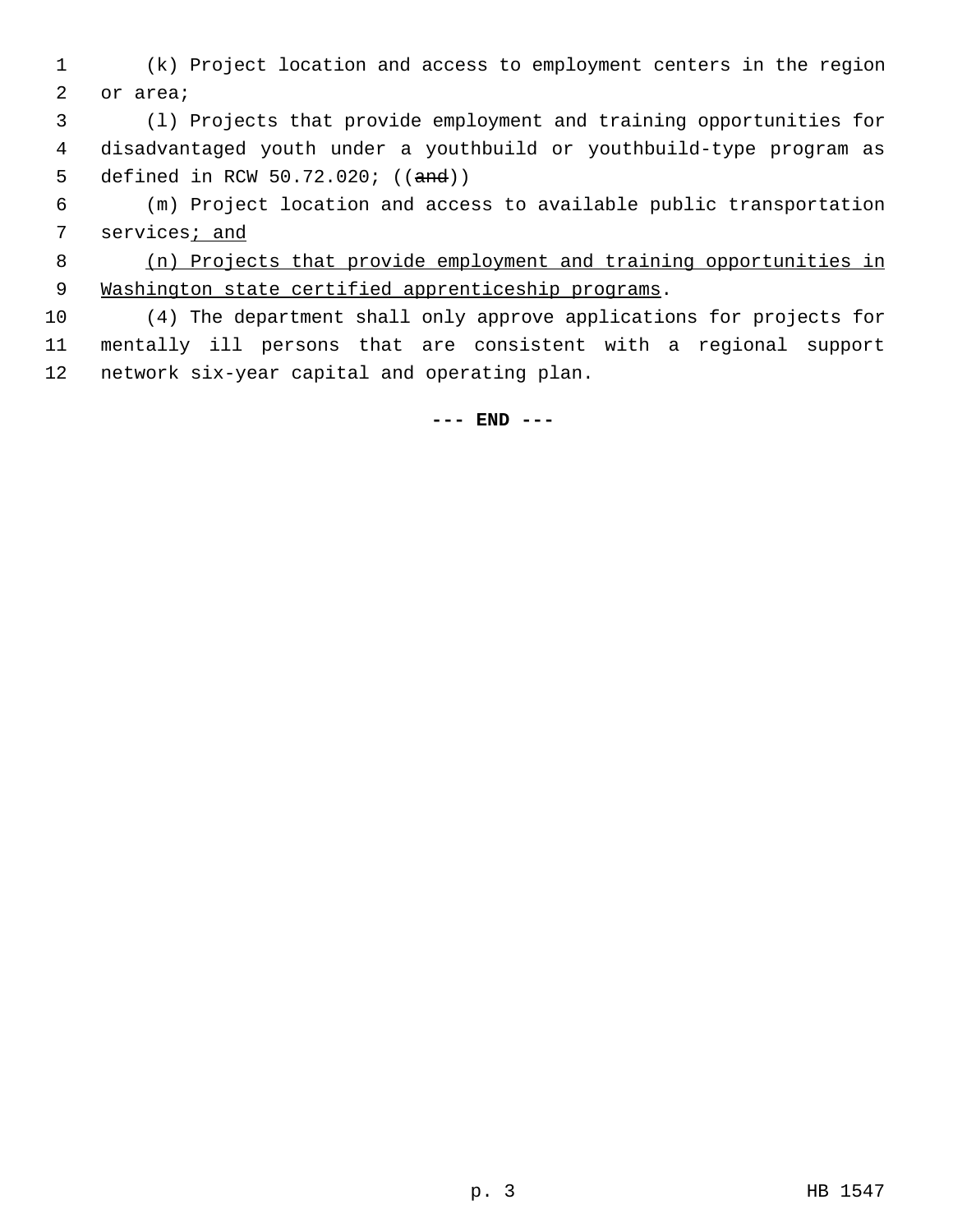(k) Project location and access to employment centers in the region or area;

(l) Projects that provide employment and training opportunities for disadvantaged youth under a youthbuild or youthbuild-type program as defined in RCW 50.72.020; ((~~and~~))

(m) Project location and access to available public transportation services<u>; and</u>

<u>(n) Projects that provide employment and training opportunities in Washington state certified apprenticeship programs</u>.

(4) The department shall only approve applications for projects for mentally ill persons that are consistent with a regional support network six-year capital and operating plan.

**--- END ---**